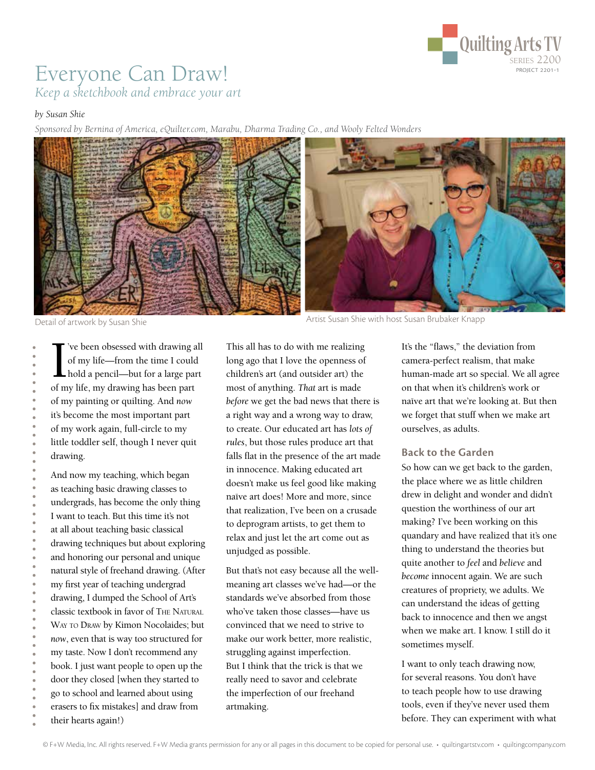# Everyone Can Draw!

*Keep a sketchbook and embrace your art*

*by Susan Shie*

*Sponsored by Bernina of America, eQuilter.com, Marabu, Dharma Trading Co., and Wooly Felted Wonders*

Detail of artwork by Susan Shie

Artist Susan Shie with host Susan Brubaker Knapp

I've been obsessed with drawing all of my life—from the time I could hold a pencil—but for a large part of my life, my drawing has been part of my painting or quilting. And *now* it's become the most important part of my work again, full-circle to my little toddler self, though I never quit drawing.

And now my teaching, which began as teaching basic drawing classes to undergrads, has become the only thing I want to teach. But this time it's not at all about teaching basic classical drawing techniques but about exploring and honoring our personal and unique natural style of freehand drawing. (After my first year of teaching undergrad drawing, I dumped the School of Art's classic textbook in favor of THE NATURAL WAY TO DRAW by Kimon Nocolaides; but *now*, even that is way too structured for my taste. Now I don't recommend any book. I just want people to open up the door they closed [when they started to go to school and learned about using erasers to fix mistakes] and draw from their hearts again!)

This all has to do with me realizing long ago that I love the openness of children's art (and outsider art) the most of anything. *That* art is made *before* we get the bad news that there is a right way and a wrong way to draw, to create. Our educated art has *lots of rules*, but those rules produce art that falls flat in the presence of the art made in innocence. Making educated art doesn't make us feel good like making naïve art does! More and more, since that realization, I've been on a crusade to deprogram artists, to get them to relax and just let the art come out as unjudged as possible.

But that's not easy because all the well-meaning art classes we've had—or the standards we've absorbed from those who've taken those classes—have us convinced that we need to strive to make our work better, more realistic, struggling against imperfection. But I think that the trick is that we really need to savor and celebrate the imperfection of our freehand artmaking.

It's the "flaws," the deviation from camera-perfect realism, that make human-made art so special. We all agree on that when it's children's work or naïve art that we're looking at. But then we forget that stuff when we make art ourselves, as adults.

## Back to the Garden

So how can we get back to the garden, the place where we as little children drew in delight and wonder and didn't question the worthiness of our art making? I've been working on this quandary and have realized that it's one thing to understand the theories but quite another to *feel* and *believe* and *become* innocent again. We are such creatures of propriety, we adults. We can understand the ideas of getting back to innocence and then we angst when we make art. I know. I still do it sometimes myself.

I want to only teach drawing now, for several reasons. You don't have to teach people how to use drawing tools, even if they've never used them before. They can experiment with what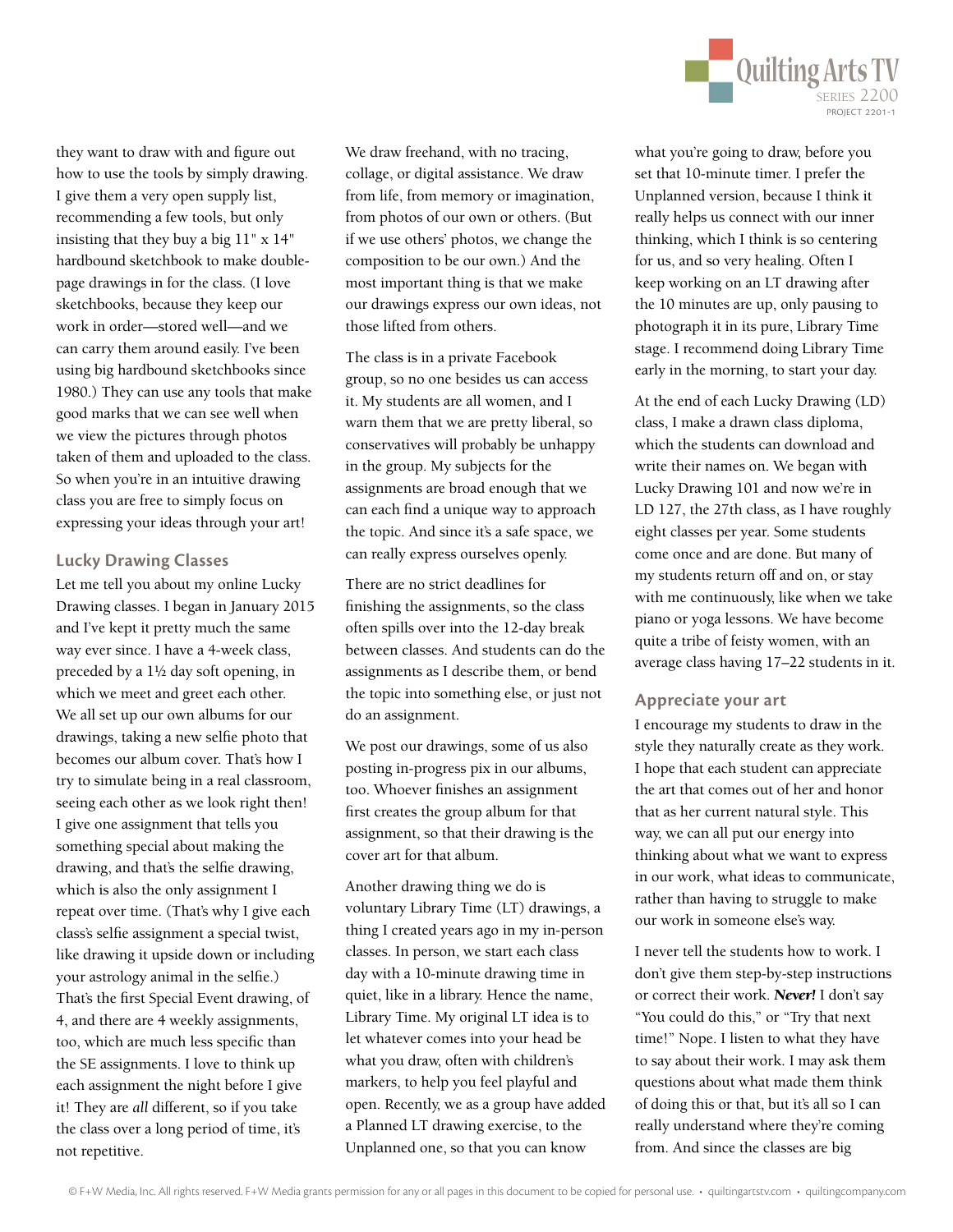they want to draw with and figure out how to use the tools by simply drawing. I give them a very open supply list, recommending a few tools, but only insisting that they buy a big 11" x 14" hardbound sketchbook to make double-page drawings in for the class. (I love sketchbooks, because they keep our work in order—stored well—and we can carry them around easily. I've been using big hardbound sketchbooks since 1980.) They can use any tools that make good marks that we can see well when we view the pictures through photos taken of them and uploaded to the class. So when you're in an intuitive drawing class you are free to simply focus on expressing your ideas through your art!

### Lucky Drawing Classes

Let me tell you about my online Lucky Drawing classes. I began in January 2015 and I've kept it pretty much the same way ever since. I have a 4-week class, preceded by a 1½ day soft opening, in which we meet and greet each other. We all set up our own albums for our drawings, taking a new selfie photo that becomes our album cover. That's how I try to simulate being in a real classroom, seeing each other as we look right then! I give one assignment that tells you something special about making the drawing, and that's the selfie drawing, which is also the only assignment I repeat over time. (That's why I give each class's selfie assignment a special twist, like drawing it upside down or including your astrology animal in the selfie.) That's the first Special Event drawing, of 4, and there are 4 weekly assignments, too, which are much less specific than the SE assignments. I love to think up each assignment the night before I give it! They are *all* different, so if you take the class over a long period of time, it's not repetitive.

We draw freehand, with no tracing, collage, or digital assistance. We draw from life, from memory or imagination, from photos of our own or others. (But if we use others' photos, we change the composition to be our own.) And the most important thing is that we make our drawings express our own ideas, not those lifted from others.

The class is in a private Facebook group, so no one besides us can access it. My students are all women, and I warn them that we are pretty liberal, so conservatives will probably be unhappy in the group. My subjects for the assignments are broad enough that we can each find a unique way to approach the topic. And since it's a safe space, we can really express ourselves openly.

There are no strict deadlines for finishing the assignments, so the class often spills over into the 12-day break between classes. And students can do the assignments as I describe them, or bend the topic into something else, or just not do an assignment.

We post our drawings, some of us also posting in-progress pix in our albums, too. Whoever finishes an assignment first creates the group album for that assignment, so that their drawing is the cover art for that album.

Another drawing thing we do is voluntary Library Time (LT) drawings, a thing I created years ago in my in-person classes. In person, we start each class day with a 10-minute drawing time in quiet, like in a library. Hence the name, Library Time. My original LT idea is to let whatever comes into your head be what you draw, often with children's markers, to help you feel playful and open. Recently, we as a group have added a Planned LT drawing exercise, to the Unplanned one, so that you can know what you're going to draw, before you set that 10-minute timer. I prefer the Unplanned version, because I think it really helps us connect with our inner thinking, which I think is so centering for us, and so very healing. Often I keep working on an LT drawing after the 10 minutes are up, only pausing to photograph it in its pure, Library Time stage. I recommend doing Library Time early in the morning, to start your day.

At the end of each Lucky Drawing (LD) class, I make a drawn class diploma, which the students can download and write their names on. We began with Lucky Drawing 101 and now we're in LD 127, the 27th class, as I have roughly eight classes per year. Some students come once and are done. But many of my students return off and on, or stay with me continuously, like when we take piano or yoga lessons. We have become quite a tribe of feisty women, with an average class having 17–22 students in it.

### Appreciate your art

I encourage my students to draw in the style they naturally create as they work. I hope that each student can appreciate the art that comes out of her and honor that as her current natural style. This way, we can all put our energy into thinking about what we want to express in our work, what ideas to communicate, rather than having to struggle to make our work in someone else's way.

I never tell the students how to work. I don't give them step-by-step instructions or correct their work. ***Never!*** I don't say "You could do this," or "Try that next time!" Nope. I listen to what they have to say about their work. I may ask them questions about what made them think of doing this or that, but it's all so I can really understand where they're coming from. And since the classes are big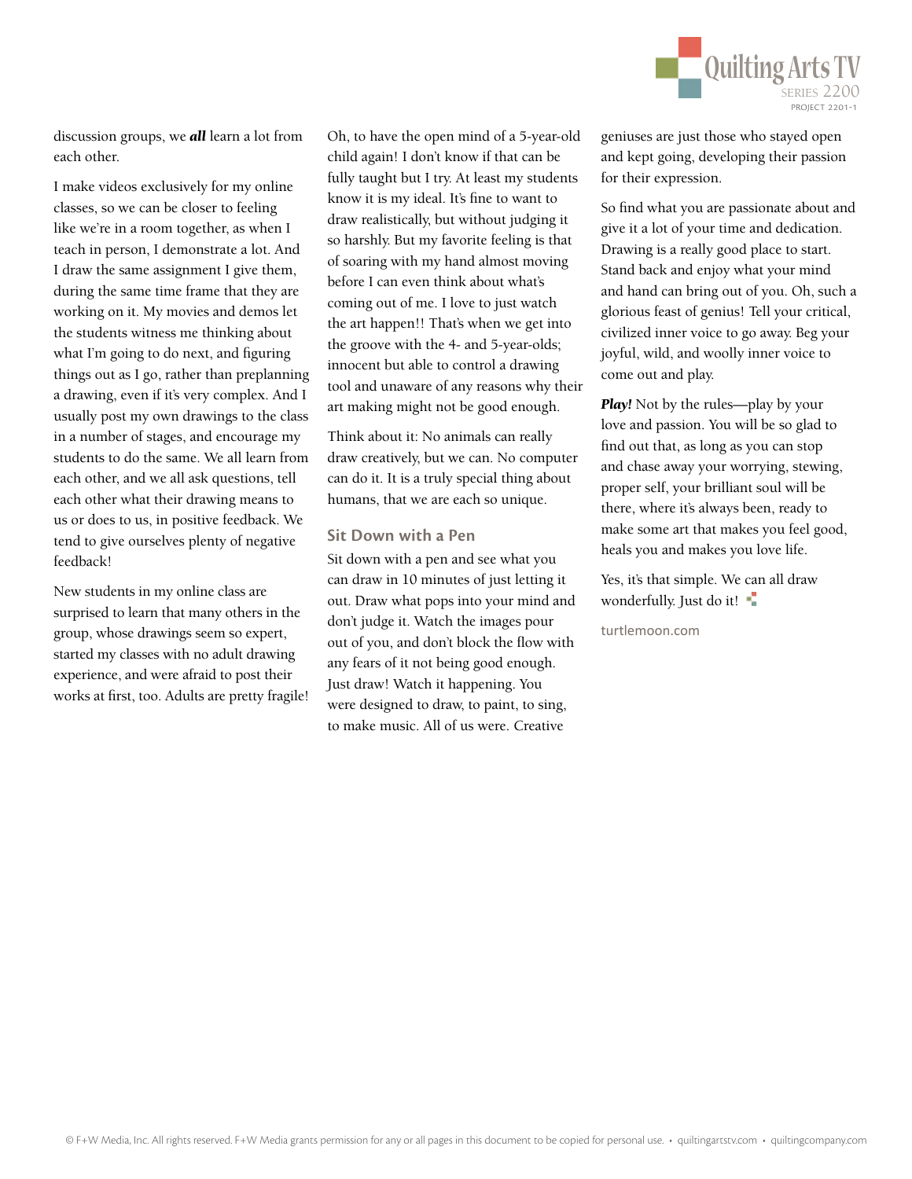discussion groups, we ***all*** learn a lot from each other.

I make videos exclusively for my online classes, so we can be closer to feeling like we're in a room together, as when I teach in person, I demonstrate a lot. And I draw the same assignment I give them, during the same time frame that they are working on it. My movies and demos let the students witness me thinking about what I'm going to do next, and figuring things out as I go, rather than preplanning a drawing, even if it's very complex. And I usually post my own drawings to the class in a number of stages, and encourage my students to do the same. We all learn from each other, and we all ask questions, tell each other what their drawing means to us or does to us, in positive feedback. We tend to give ourselves plenty of negative feedback!

New students in my online class are surprised to learn that many others in the group, whose drawings seem so expert, started my classes with no adult drawing experience, and were afraid to post their works at first, too. Adults are pretty fragile!

Oh, to have the open mind of a 5-year-old child again! I don't know if that can be fully taught but I try. At least my students know it is my ideal. It's fine to want to draw realistically, but without judging it so harshly. But my favorite feeling is that of soaring with my hand almost moving before I can even think about what's coming out of me. I love to just watch the art happen!! That's when we get into the groove with the 4- and 5-year-olds; innocent but able to control a drawing tool and unaware of any reasons why their art making might not be good enough.

Think about it: No animals can really draw creatively, but we can. No computer can do it. It is a truly special thing about humans, that we are each so unique.

## Sit Down with a Pen

Sit down with a pen and see what you can draw in 10 minutes of just letting it out. Draw what pops into your mind and don't judge it. Watch the images pour out of you, and don't block the flow with any fears of it not being good enough. Just draw! Watch it happening. You were designed to draw, to paint, to sing, to make music. All of us were. Creative geniuses are just those who stayed open and kept going, developing their passion for their expression.

So find what you are passionate about and give it a lot of your time and dedication. Drawing is a really good place to start. Stand back and enjoy what your mind and hand can bring out of you. Oh, such a glorious feast of genius! Tell your critical, civilized inner voice to go away. Beg your joyful, wild, and woolly inner voice to come out and play.

***Play!*** Not by the rules—play by your love and passion. You will be so glad to find out that, as long as you can stop and chase away your worrying, stewing, proper self, your brilliant soul will be there, where it's always been, ready to make some art that makes you feel good, heals you and makes you love life.

Yes, it's that simple. We can all draw wonderfully. Just do it!

turtlemoon.com